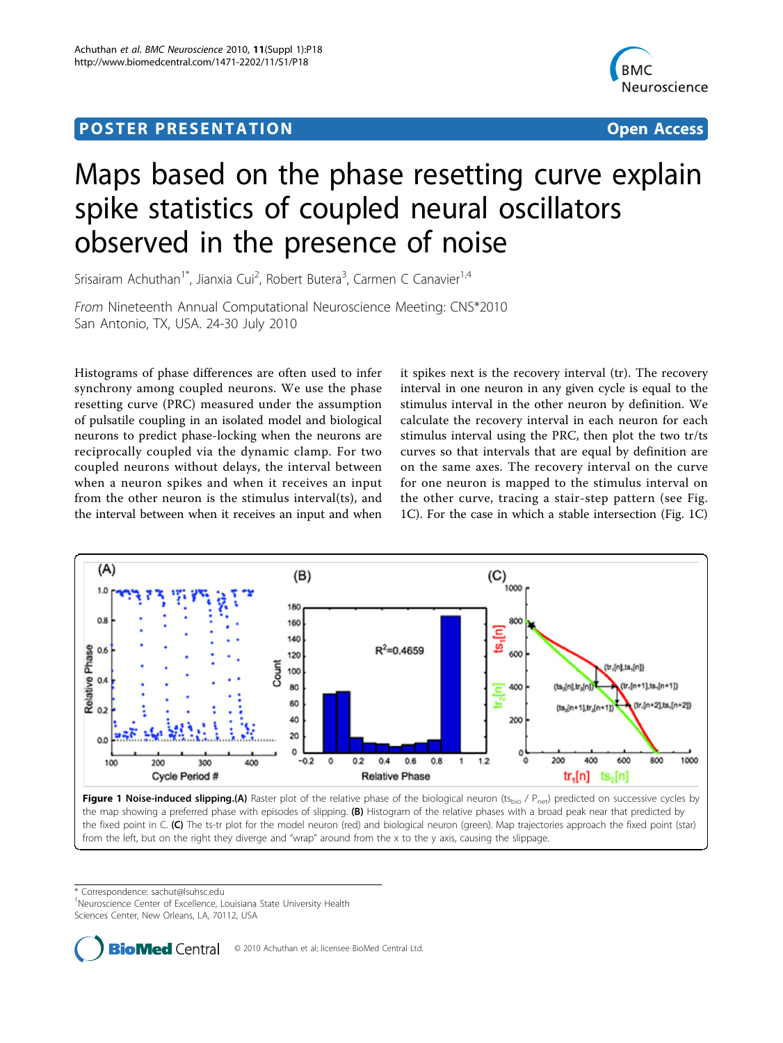POSTER PRESENTATION Open Access

# Maps based on the phase resetting curve explain spike statistics of coupled neural oscillators observed in the presence of noise

Srisairam Achuthan[1*], Jianxia Cui[2], Robert Butera[3], Carmen C Canavier[1,4]

*From* Nineteenth Annual Computational Neuroscience Meeting: CNS*2010
San Antonio, TX, USA. 24-30 July 2010

Histograms of phase differences are often used to infer synchrony among coupled neurons. We use the phase resetting curve (PRC) measured under the assumption of pulsatile coupling in an isolated model and biological neurons to predict phase-locking when the neurons are reciprocally coupled via the dynamic clamp. For two coupled neurons without delays, the interval between when a neuron spikes and when it receives an input from the other neuron is the stimulus interval(ts), and the interval between when it receives an input and when it spikes next is the recovery interval (tr). The recovery interval in one neuron in any given cycle is equal to the stimulus interval in the other neuron by definition. We calculate the recovery interval in each neuron for each stimulus interval using the PRC, then plot the two tr/ts curves so that intervals that are equal by definition are on the same axes. The recovery interval on the curve for one neuron is mapped to the stimulus interval on the other curve, tracing a stair-step pattern (see Fig. 1C). For the case in which a stable intersection (Fig. 1C)

(A)
1.0
0.8
0.6
0.4
0.2
0.0
Relative Phase
100 200 300 400
Cycle Period #

(B)
180
160
140
120
100
80
60
40
20
0
Count
$R^2$=0.4659
-0.2 0 0.2 0.4 0.6 0.8 1 1.2
Relative Phase

(C)
1000
800
600
400
200
0
ts1[n]
tr2[n]
(tr1[n],ts1[n])
(ts2[n],tr2[n])
(tr1[n+1],ts1[n+1])
(ts2[n+1],tr2[n+1])
(tr1[n+2],ts1[n+2])
0 200 400 600 800 1000
tr1[n] ts2[n]

**Figure 1 Noise-induced slipping.(A)** Raster plot of the relative phase of the biological neuron ($ts_{bio}$ / $P_{net}$) predicted on successive cycles by the map showing a preferred phase with episodes of slipping. **(B)** Histogram of the relative phases with a broad peak near that predicted by the fixed point in C. **(C)** The ts-tr plot for the model neuron (red) and biological neuron (green). Map trajectories approach the fixed point (star) from the left, but on the right they diverge and "wrap" around from the x to the y axis, causing the slippage.

\* Correspondence: sachut@lsuhsc.edu
[1]Neuroscience Center of Excellence, Louisiana State University Health Sciences Center, New Orleans, LA, 70112, USA

© 2010 Achuthan et al; licensee BioMed Central Ltd.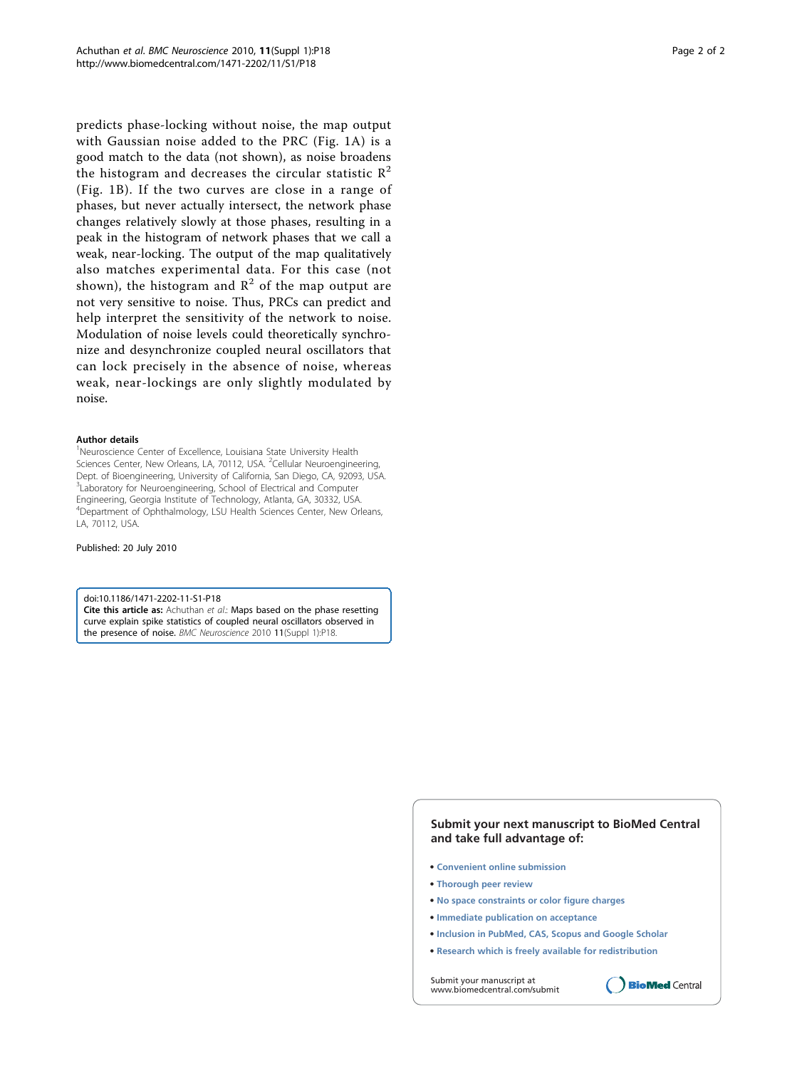predicts phase-locking without noise, the map output with Gaussian noise added to the PRC (Fig. 1A) is a good match to the data (not shown), as noise broadens the histogram and decreases the circular statistic $R^2$ (Fig. 1B). If the two curves are close in a range of phases, but never actually intersect, the network phase changes relatively slowly at those phases, resulting in a peak in the histogram of network phases that we call a weak, near-locking. The output of the map qualitatively also matches experimental data. For this case (not shown), the histogram and $R^2$ of the map output are not very sensitive to noise. Thus, PRCs can predict and help interpret the sensitivity of the network to noise. Modulation of noise levels could theoretically synchronize and desynchronize coupled neural oscillators that can lock precisely in the absence of noise, whereas weak, near-lockings are only slightly modulated by noise.

#### Author details

[1]Neuroscience Center of Excellence, Louisiana State University Health Sciences Center, New Orleans, LA, 70112, USA. [2]Cellular Neuroengineering, Dept. of Bioengineering, University of California, San Diego, CA, 92093, USA. [3]Laboratory for Neuroengineering, School of Electrical and Computer Engineering, Georgia Institute of Technology, Atlanta, GA, 30332, USA. [4]Department of Ophthalmology, LSU Health Sciences Center, New Orleans, LA, 70112, USA.

Published: 20 July 2010

doi:10.1186/1471-2202-11-S1-P18

**Cite this article as:** Achuthan *et al.*: Maps based on the phase resetting curve explain spike statistics of coupled neural oscillators observed in the presence of noise. *BMC Neuroscience* 2010 **11**(Suppl 1):P18.

**Submit your next manuscript to BioMed Central and take full advantage of:**

- **Convenient online submission**
- **Thorough peer review**
- **No space constraints or color figure charges**
- **Immediate publication on acceptance**
- **Inclusion in PubMed, CAS, Scopus and Google Scholar**
- **Research which is freely available for redistribution**

Submit your manuscript at www.biomedcentral.com/submit

BioMed Central